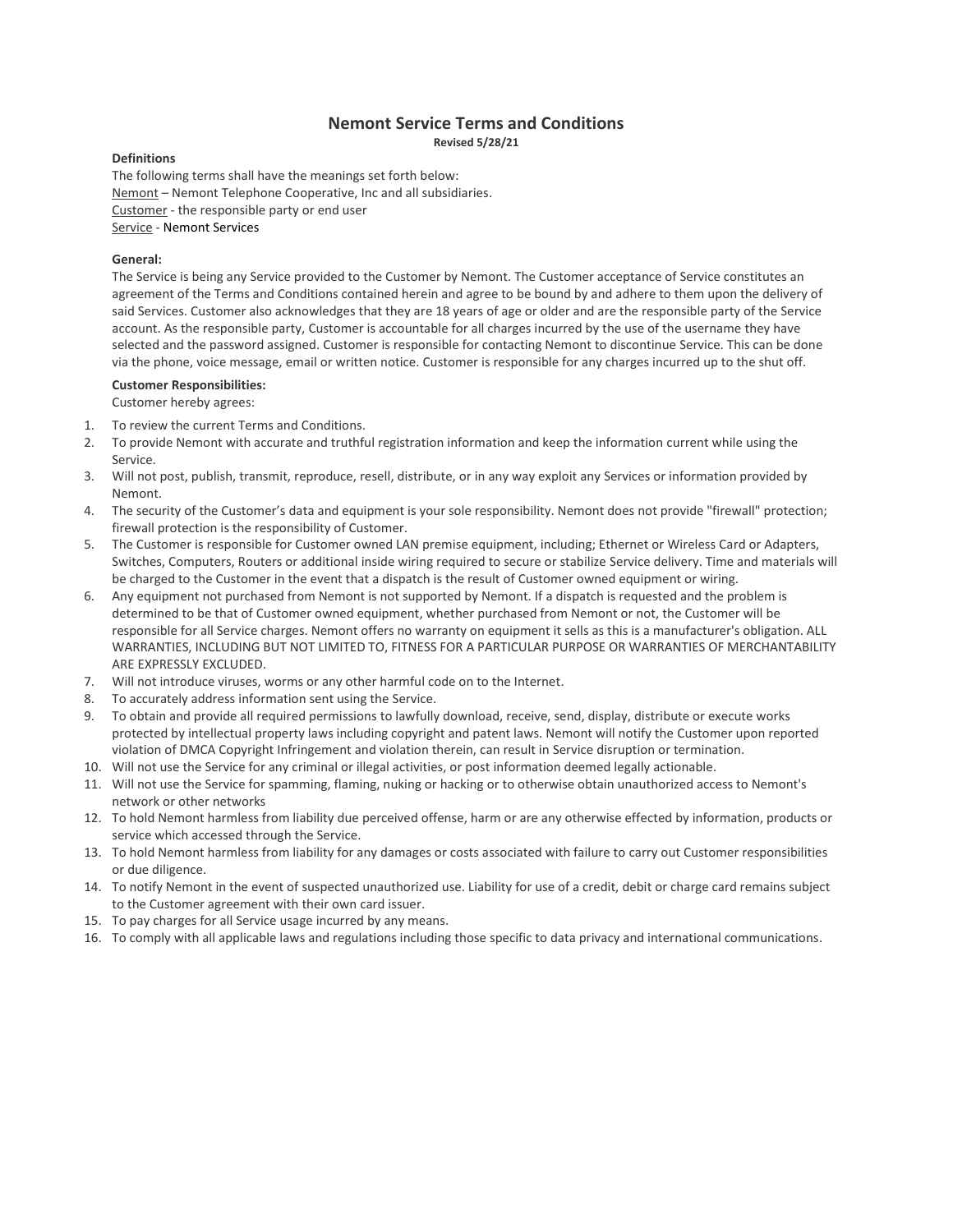# Nemont Service Terms and Conditions

**Revised 5/28/21**

**Definitions**

The following terms shall have the meanings set forth below:

Nemont – Nemont Telephone Cooperative, Inc and all subsidiaries.

Customer - the responsible party or end user

Service - Nemont Services

**General:**

The Service is being any Service provided to the Customer by Nemont. The Customer acceptance of Service constitutes an agreement of the Terms and Conditions contained herein and agree to be bound by and adhere to them upon the delivery of said Services. Customer also acknowledges that they are 18 years of age or older and are the responsible party of the Service account. As the responsible party, Customer is accountable for all charges incurred by the use of the username they have selected and the password assigned. Customer is responsible for contacting Nemont to discontinue Service. This can be done via the phone, voice message, email or written notice. Customer is responsible for any charges incurred up to the shut off.

**Customer Responsibilities:**

Customer hereby agrees:

1. To review the current Terms and Conditions.
2. To provide Nemont with accurate and truthful registration information and keep the information current while using the Service.
3. Will not post, publish, transmit, reproduce, resell, distribute, or in any way exploit any Services or information provided by Nemont.
4. The security of the Customer's data and equipment is your sole responsibility. Nemont does not provide "firewall" protection; firewall protection is the responsibility of Customer.
5. The Customer is responsible for Customer owned LAN premise equipment, including; Ethernet or Wireless Card or Adapters, Switches, Computers, Routers or additional inside wiring required to secure or stabilize Service delivery. Time and materials will be charged to the Customer in the event that a dispatch is the result of Customer owned equipment or wiring.
6. Any equipment not purchased from Nemont is not supported by Nemont. If a dispatch is requested and the problem is determined to be that of Customer owned equipment, whether purchased from Nemont or not, the Customer will be responsible for all Service charges. Nemont offers no warranty on equipment it sells as this is a manufacturer's obligation. ALL WARRANTIES, INCLUDING BUT NOT LIMITED TO, FITNESS FOR A PARTICULAR PURPOSE OR WARRANTIES OF MERCHANTABILITY ARE EXPRESSLY EXCLUDED.
7. Will not introduce viruses, worms or any other harmful code on to the Internet.
8. To accurately address information sent using the Service.
9. To obtain and provide all required permissions to lawfully download, receive, send, display, distribute or execute works protected by intellectual property laws including copyright and patent laws. Nemont will notify the Customer upon reported violation of DMCA Copyright Infringement and violation therein, can result in Service disruption or termination.
10. Will not use the Service for any criminal or illegal activities, or post information deemed legally actionable.
11. Will not use the Service for spamming, flaming, nuking or hacking or to otherwise obtain unauthorized access to Nemont's network or other networks
12. To hold Nemont harmless from liability due perceived offense, harm or are any otherwise effected by information, products or service which accessed through the Service.
13. To hold Nemont harmless from liability for any damages or costs associated with failure to carry out Customer responsibilities or due diligence.
14. To notify Nemont in the event of suspected unauthorized use. Liability for use of a credit, debit or charge card remains subject to the Customer agreement with their own card issuer.
15. To pay charges for all Service usage incurred by any means.
16. To comply with all applicable laws and regulations including those specific to data privacy and international communications.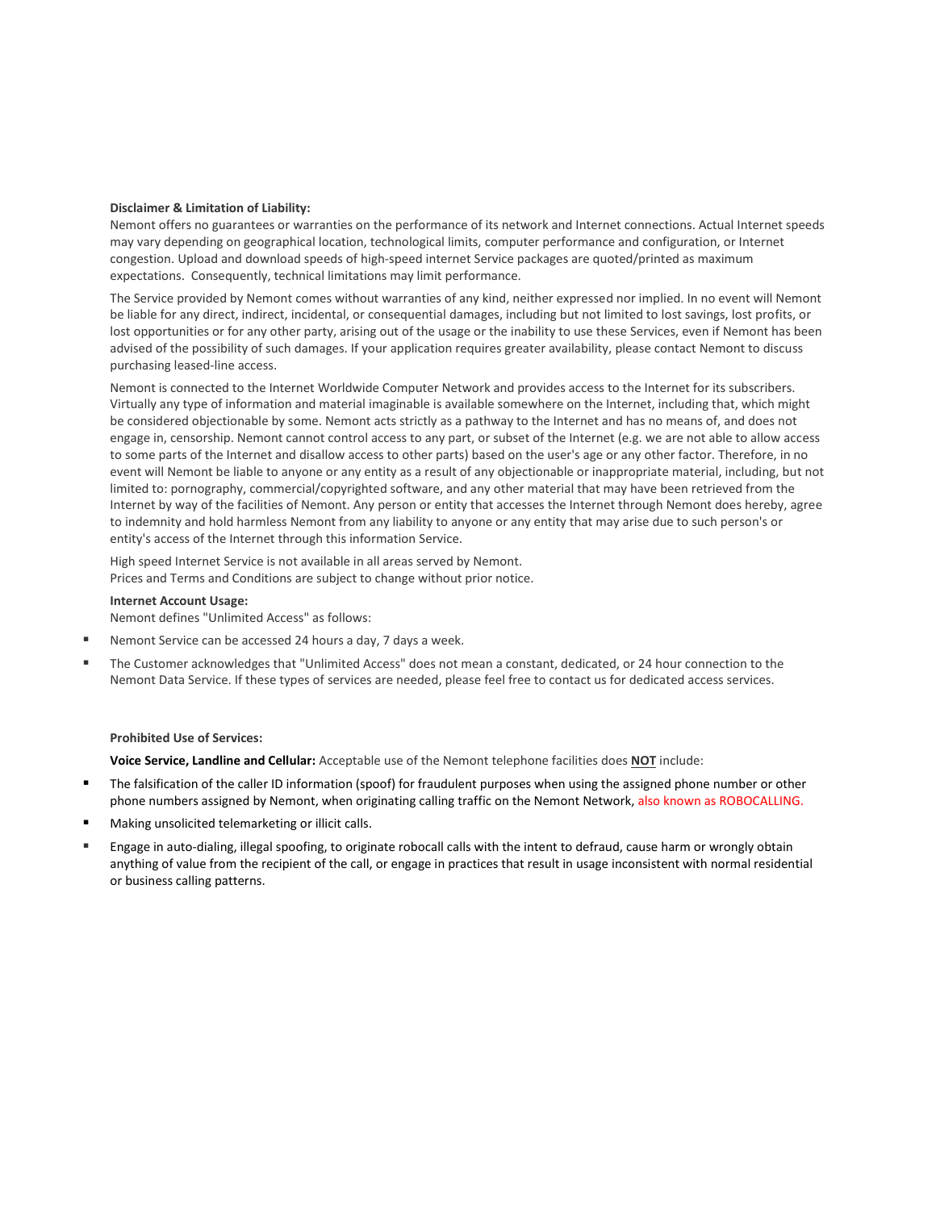**Disclaimer & Limitation of Liability:**

Nemont offers no guarantees or warranties on the performance of its network and Internet connections. Actual Internet speeds may vary depending on geographical location, technological limits, computer performance and configuration, or Internet congestion. Upload and download speeds of high-speed internet Service packages are quoted/printed as maximum expectations. Consequently, technical limitations may limit performance.

The Service provided by Nemont comes without warranties of any kind, neither expressed nor implied. In no event will Nemont be liable for any direct, indirect, incidental, or consequential damages, including but not limited to lost savings, lost profits, or lost opportunities or for any other party, arising out of the usage or the inability to use these Services, even if Nemont has been advised of the possibility of such damages. If your application requires greater availability, please contact Nemont to discuss purchasing leased-line access.

Nemont is connected to the Internet Worldwide Computer Network and provides access to the Internet for its subscribers. Virtually any type of information and material imaginable is available somewhere on the Internet, including that, which might be considered objectionable by some. Nemont acts strictly as a pathway to the Internet and has no means of, and does not engage in, censorship. Nemont cannot control access to any part, or subset of the Internet (e.g. we are not able to allow access to some parts of the Internet and disallow access to other parts) based on the user's age or any other factor. Therefore, in no event will Nemont be liable to anyone or any entity as a result of any objectionable or inappropriate material, including, but not limited to: pornography, commercial/copyrighted software, and any other material that may have been retrieved from the Internet by way of the facilities of Nemont. Any person or entity that accesses the Internet through Nemont does hereby, agree to indemnity and hold harmless Nemont from any liability to anyone or any entity that may arise due to such person's or entity's access of the Internet through this information Service.

High speed Internet Service is not available in all areas served by Nemont.
Prices and Terms and Conditions are subject to change without prior notice.

**Internet Account Usage:**

Nemont defines "Unlimited Access" as follows:

- Nemont Service can be accessed 24 hours a day, 7 days a week.
- The Customer acknowledges that "Unlimited Access" does not mean a constant, dedicated, or 24 hour connection to the Nemont Data Service. If these types of services are needed, please feel free to contact us for dedicated access services.

**Prohibited Use of Services:**

**Voice Service, Landline and Cellular:** Acceptable use of the Nemont telephone facilities does **NOT** include:

- The falsification of the caller ID information (spoof) for fraudulent purposes when using the assigned phone number or other phone numbers assigned by Nemont, when originating calling traffic on the Nemont Network, also known as ROBOCALLING.
- Making unsolicited telemarketing or illicit calls.
- Engage in auto-dialing, illegal spoofing, to originate robocall calls with the intent to defraud, cause harm or wrongly obtain anything of value from the recipient of the call, or engage in practices that result in usage inconsistent with normal residential or business calling patterns.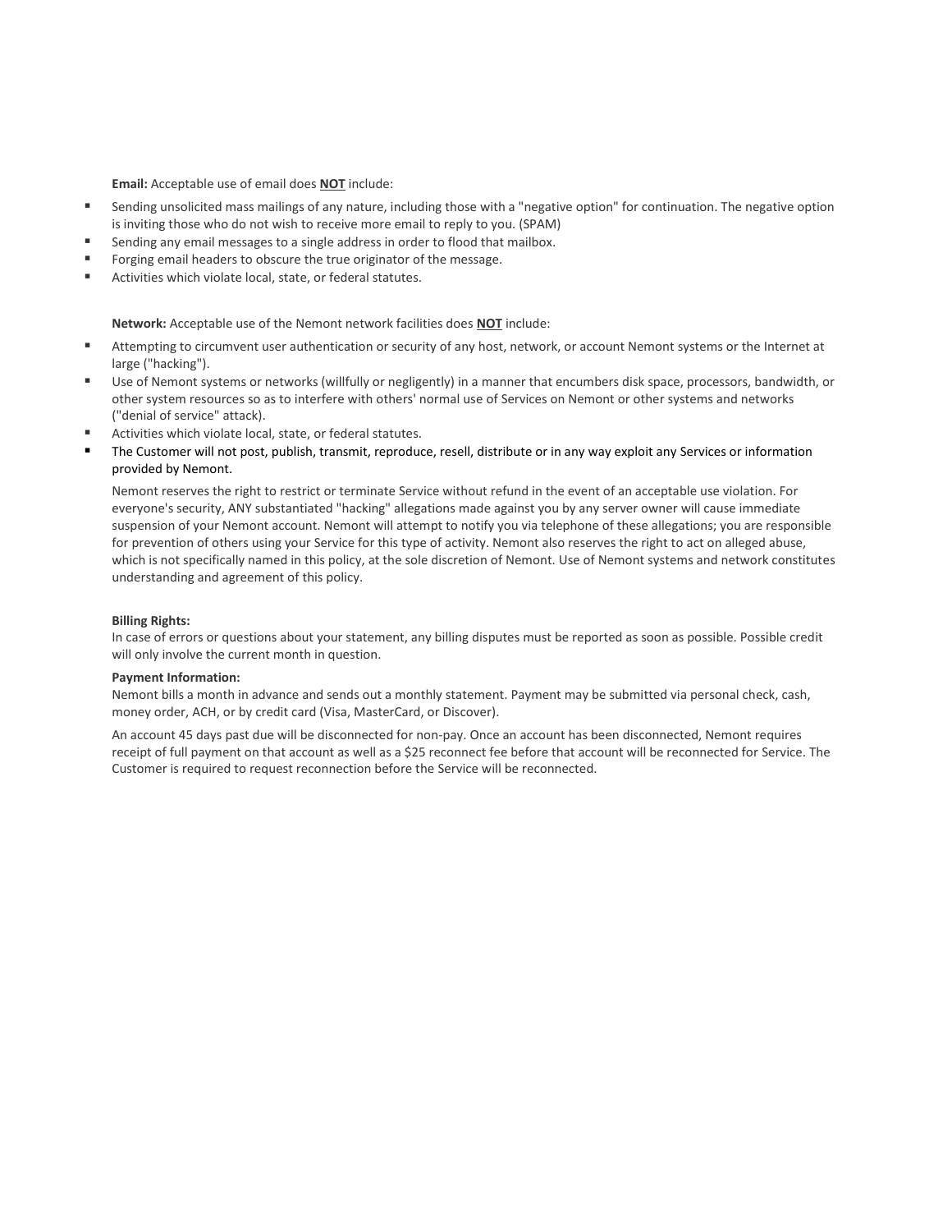**Email:** Acceptable use of email does **NOT** include:

- Sending unsolicited mass mailings of any nature, including those with a "negative option" for continuation. The negative option is inviting those who do not wish to receive more email to reply to you. (SPAM)
- Sending any email messages to a single address in order to flood that mailbox.
- Forging email headers to obscure the true originator of the message.
- Activities which violate local, state, or federal statutes.

**Network:** Acceptable use of the Nemont network facilities does **NOT** include:

- Attempting to circumvent user authentication or security of any host, network, or account Nemont systems or the Internet at large ("hacking").
- Use of Nemont systems or networks (willfully or negligently) in a manner that encumbers disk space, processors, bandwidth, or other system resources so as to interfere with others' normal use of Services on Nemont or other systems and networks ("denial of service" attack).
- Activities which violate local, state, or federal statutes.
- The Customer will not post, publish, transmit, reproduce, resell, distribute or in any way exploit any Services or information provided by Nemont.

Nemont reserves the right to restrict or terminate Service without refund in the event of an acceptable use violation. For everyone's security, ANY substantiated "hacking" allegations made against you by any server owner will cause immediate suspension of your Nemont account. Nemont will attempt to notify you via telephone of these allegations; you are responsible for prevention of others using your Service for this type of activity. Nemont also reserves the right to act on alleged abuse, which is not specifically named in this policy, at the sole discretion of Nemont. Use of Nemont systems and network constitutes understanding and agreement of this policy.

**Billing Rights:**
In case of errors or questions about your statement, any billing disputes must be reported as soon as possible. Possible credit will only involve the current month in question.

**Payment Information:**
Nemont bills a month in advance and sends out a monthly statement. Payment may be submitted via personal check, cash, money order, ACH, or by credit card (Visa, MasterCard, or Discover).

An account 45 days past due will be disconnected for non-pay. Once an account has been disconnected, Nemont requires receipt of full payment on that account as well as a $25 reconnect fee before that account will be reconnected for Service. The Customer is required to request reconnection before the Service will be reconnected.